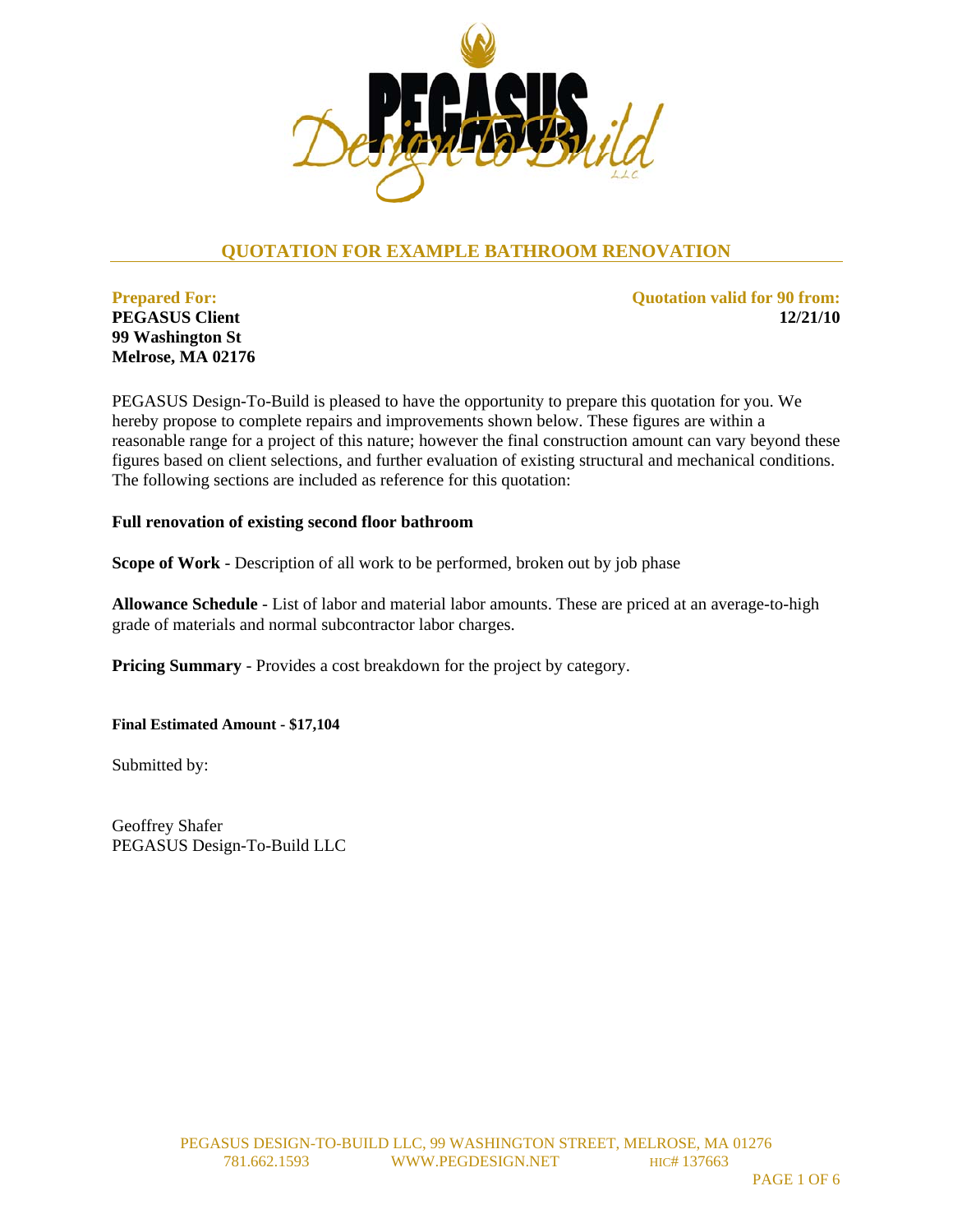# QUOTATION FOR EXAMPLE BATHROOM RENOVATION

**Prepared For:**
**PEGASUS Client**
**99 Washington St**
**Melrose, MA 02176**

**Quotation valid for 90 from:**
**12/21/10**

PEGASUS Design-To-Build is pleased to have the opportunity to prepare this quotation for you. We hereby propose to complete repairs and improvements shown below. These figures are within a reasonable range for a project of this nature; however the final construction amount can vary beyond these figures based on client selections, and further evaluation of existing structural and mechanical conditions. The following sections are included as reference for this quotation:

**Full renovation of existing second floor bathroom**

**Scope of Work** - Description of all work to be performed, broken out by job phase

**Allowance Schedule** - List of labor and material labor amounts. These are priced at an average-to-high grade of materials and normal subcontractor labor charges.

**Pricing Summary** - Provides a cost breakdown for the project by category.

**Final Estimated Amount - $17,104**

Submitted by:

Geoffrey Shafer
PEGASUS Design-To-Build LLC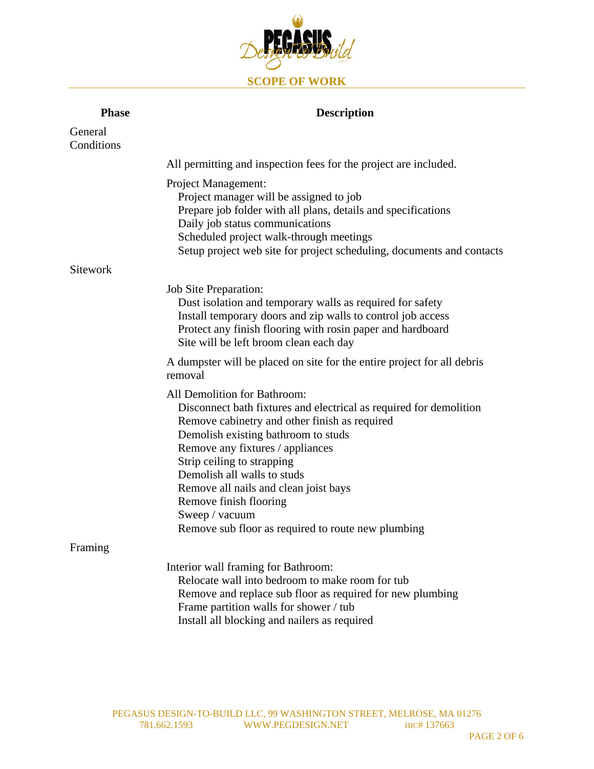## SCOPE OF WORK

| Phase | Description |
|---|---|
| General Conditions | |
| | All permitting and inspection fees for the project are included. |
| | Project Management:<br>Project manager will be assigned to job<br>Prepare job folder with all plans, details and specifications<br>Daily job status communications<br>Scheduled project walk-through meetings<br>Setup project web site for project scheduling, documents and contacts |
| Sitework | |
| | Job Site Preparation:<br>Dust isolation and temporary walls as required for safety<br>Install temporary doors and zip walls to control job access<br>Protect any finish flooring with rosin paper and hardboard<br>Site will be left broom clean each day |
| | A dumpster will be placed on site for the entire project for all debris removal |
| | All Demolition for Bathroom:<br>Disconnect bath fixtures and electrical as required for demolition<br>Remove cabinetry and other finish as required<br>Demolish existing bathroom to studs<br>Remove any fixtures / appliances<br>Strip ceiling to strapping<br>Demolish all walls to studs<br>Remove all nails and clean joist bays<br>Remove finish flooring<br>Sweep / vacuum<br>Remove sub floor as required to route new plumbing |
| Framing | |
| | Interior wall framing for Bathroom:<br>Relocate wall into bedroom to make room for tub<br>Remove and replace sub floor as required for new plumbing<br>Frame partition walls for shower / tub<br>Install all blocking and nailers as required |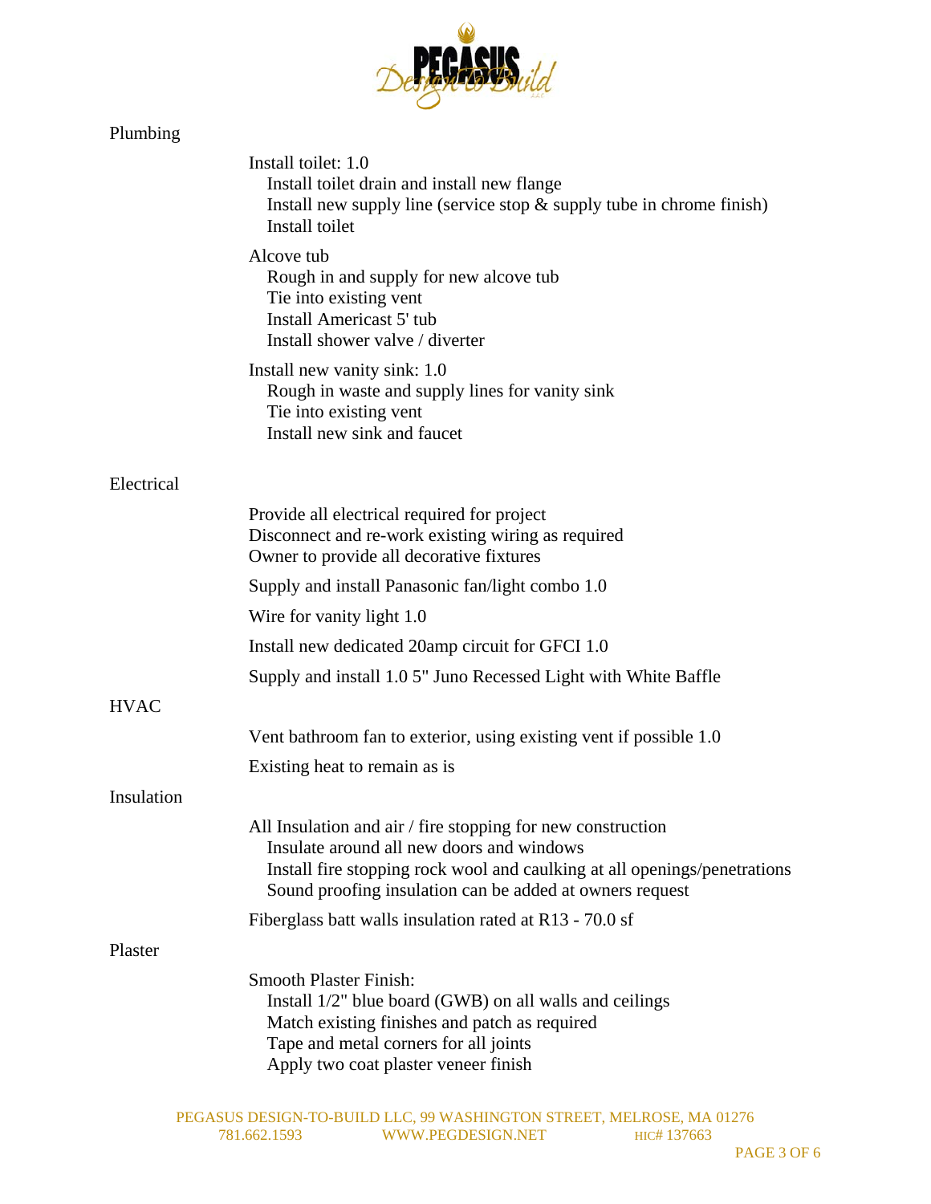## Plumbing

Install toilet: 1.0
- Install toilet drain and install new flange
- Install new supply line (service stop & supply tube in chrome finish)
- Install toilet

Alcove tub
- Rough in and supply for new alcove tub
- Tie into existing vent
- Install Americast 5' tub
- Install shower valve / diverter

Install new vanity sink: 1.0
- Rough in waste and supply lines for vanity sink
- Tie into existing vent
- Install new sink and faucet

## Electrical

Provide all electrical required for project
Disconnect and re-work existing wiring as required
Owner to provide all decorative fixtures

Supply and install Panasonic fan/light combo 1.0

Wire for vanity light 1.0

Install new dedicated 20amp circuit for GFCI 1.0

Supply and install 1.0 5" Juno Recessed Light with White Baffle

## HVAC

Vent bathroom fan to exterior, using existing vent if possible 1.0

Existing heat to remain as is

## Insulation

All Insulation and air / fire stopping for new construction
- Insulate around all new doors and windows
- Install fire stopping rock wool and caulking at all openings/penetrations
- Sound proofing insulation can be added at owners request

Fiberglass batt walls insulation rated at R13 - 70.0 sf

## Plaster

Smooth Plaster Finish:
- Install 1/2" blue board (GWB) on all walls and ceilings
- Match existing finishes and patch as required
- Tape and metal corners for all joints
- Apply two coat plaster veneer finish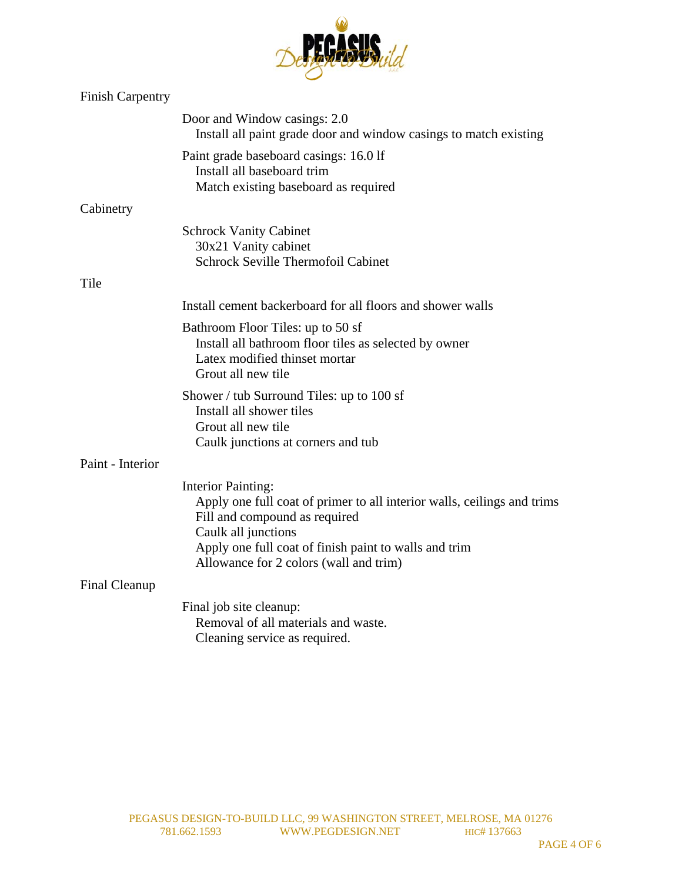## Finish Carpentry

**Door and Window casings: 2.0**
- Install all paint grade door and window casings to match existing

**Paint grade baseboard casings: 16.0 lf**
- Install all baseboard trim
- Match existing baseboard as required

## Cabinetry

**Schrock Vanity Cabinet**
- 30x21 Vanity cabinet
- Schrock Seville Thermofoil Cabinet

## Tile

**Install cement backerboard for all floors and shower walls**

**Bathroom Floor Tiles: up to 50 sf**
- Install all bathroom floor tiles as selected by owner
- Latex modified thinset mortar
- Grout all new tile

**Shower / tub Surround Tiles: up to 100 sf**
- Install all shower tiles
- Grout all new tile
- Caulk junctions at corners and tub

## Paint - Interior

**Interior Painting:**
- Apply one full coat of primer to all interior walls, ceilings and trims
- Fill and compound as required
- Caulk all junctions
- Apply one full coat of finish paint to walls and trim
- Allowance for 2 colors (wall and trim)

## Final Cleanup

**Final job site cleanup:**
- Removal of all materials and waste.
- Cleaning service as required.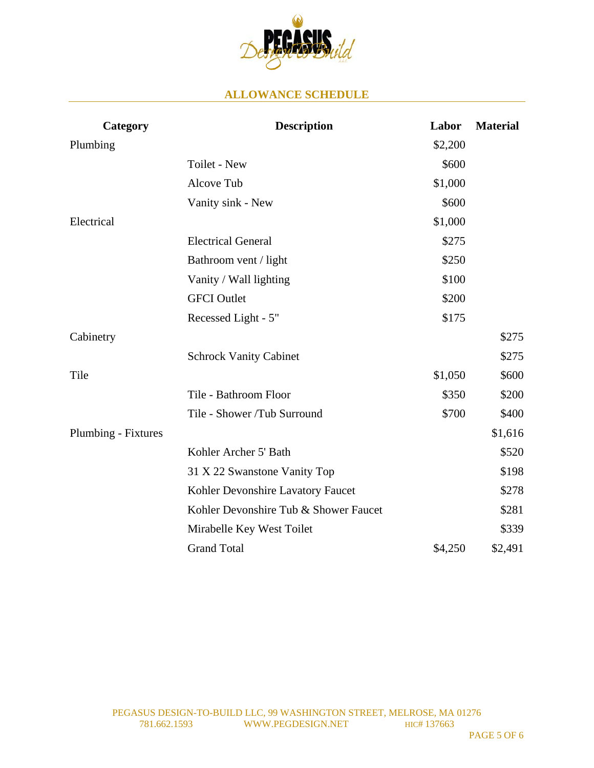## ALLOWANCE SCHEDULE

| Category | Description | Labor | Material |
|---|---|---|---|
| Plumbing | | $2,200 | |
| | Toilet - New | $600 | |
| | Alcove Tub | $1,000 | |
| | Vanity sink - New | $600 | |
| Electrical | | $1,000 | |
| | Electrical General | $275 | |
| | Bathroom vent / light | $250 | |
| | Vanity / Wall lighting | $100 | |
| | GFCI Outlet | $200 | |
| | Recessed Light - 5" | $175 | |
| Cabinetry | | | $275 |
| | Schrock Vanity Cabinet | | $275 |
| Tile | | $1,050 | $600 |
| | Tile - Bathroom Floor | $350 | $200 |
| | Tile - Shower /Tub Surround | $700 | $400 |
| Plumbing - Fixtures | | | $1,616 |
| | Kohler Archer 5' Bath | | $520 |
| | 31 X 22 Swanstone Vanity Top | | $198 |
| | Kohler Devonshire Lavatory Faucet | | $278 |
| | Kohler Devonshire Tub & Shower Faucet | | $281 |
| | Mirabelle Key West Toilet | | $339 |
| | Grand Total | $4,250 | $2,491 |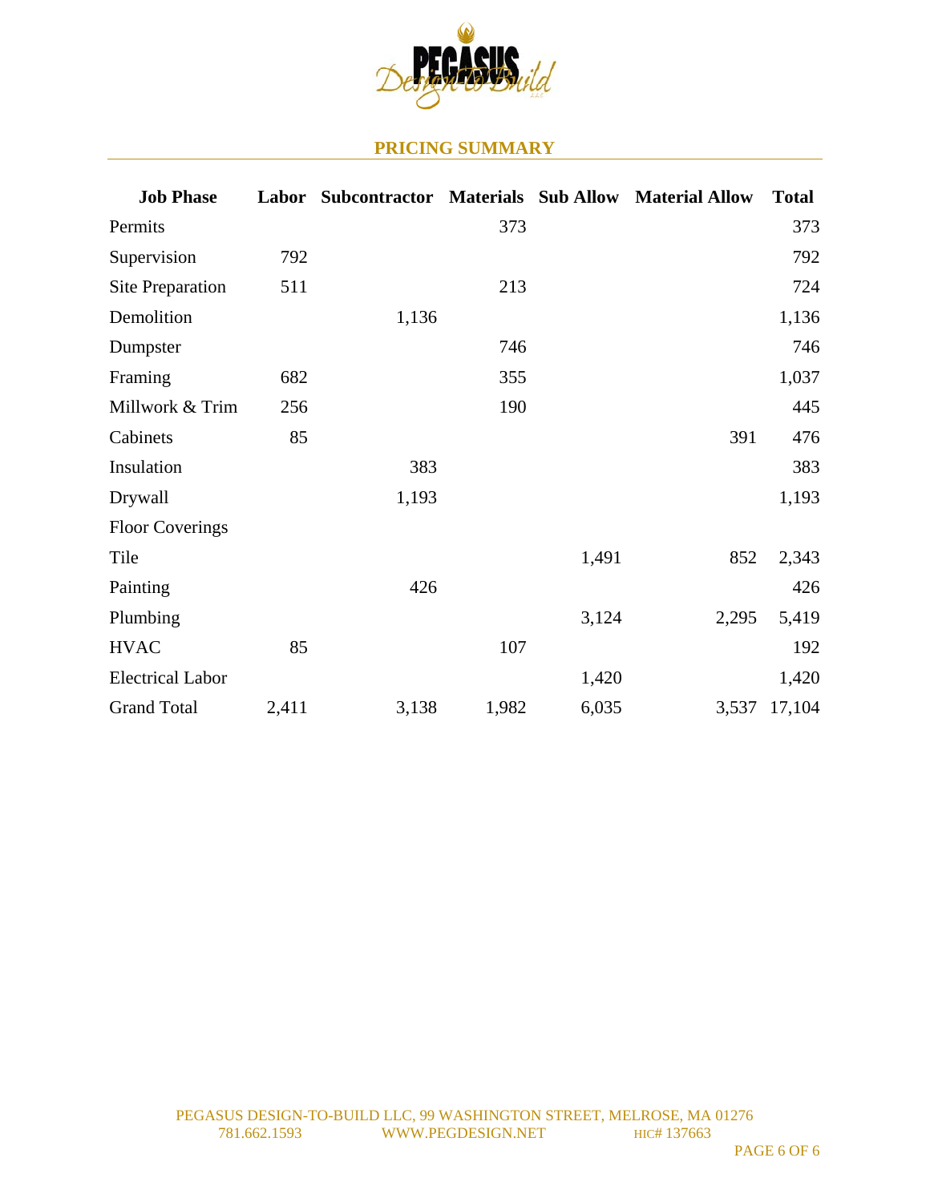## PRICING SUMMARY

| Job Phase | Labor | Subcontractor | Materials | Sub Allow | Material Allow | Total |
|---|---|---|---|---|---|---|
| Permits | | | 373 | | | 373 |
| Supervision | 792 | | | | | 792 |
| Site Preparation | 511 | | 213 | | | 724 |
| Demolition | | 1,136 | | | | 1,136 |
| Dumpster | | | 746 | | | 746 |
| Framing | 682 | | 355 | | | 1,037 |
| Millwork & Trim | 256 | | 190 | | | 445 |
| Cabinets | 85 | | | | 391 | 476 |
| Insulation | | 383 | | | | 383 |
| Drywall | | 1,193 | | | | 1,193 |
| Floor Coverings | | | | | | |
| Tile | | | | 1,491 | 852 | 2,343 |
| Painting | | 426 | | | | 426 |
| Plumbing | | | | 3,124 | 2,295 | 5,419 |
| HVAC | 85 | | 107 | | | 192 |
| Electrical Labor | | | | 1,420 | | 1,420 |
| Grand Total | 2,411 | 3,138 | 1,982 | 6,035 | 3,537 | 17,104 |

PEGASUS DESIGN-TO-BUILD LLC, 99 WASHINGTON STREET, MELROSE, MA 01276
781.662.1593 WWW.PEGDESIGN.NET HIC# 137663